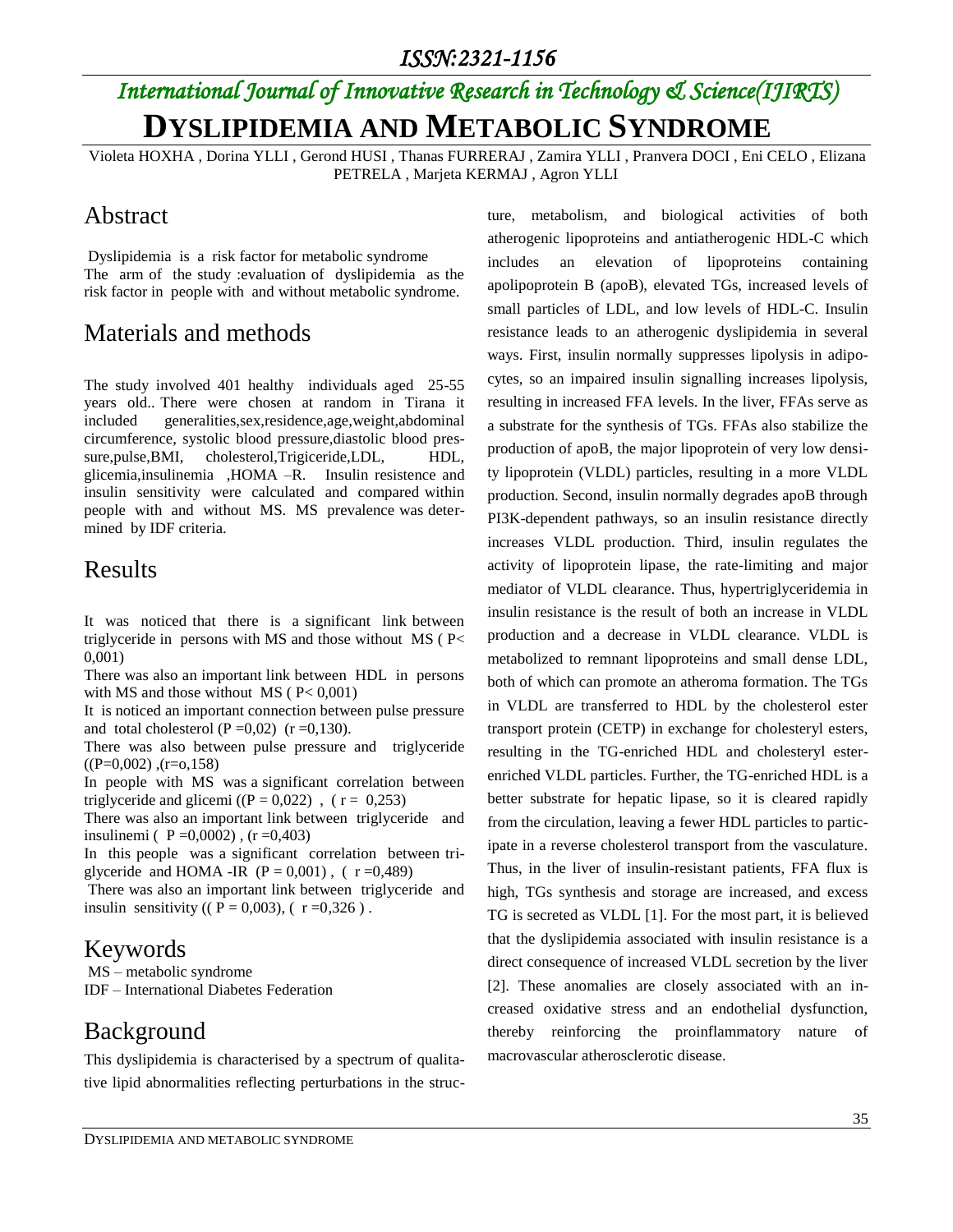# DYSLIPIDEMIA AND METABOLIC SYNDROME

Violeta HOXHA , Dorina YLLI , Gerond HUSI , Thanas FURRERAJ , Zamira YLLI , Pranvera DOCI , Eni CELO , Elizana PETRELA , Marjeta KERMAJ , Agron YLLI

## Abstract

Dyslipidemia is a risk factor for metabolic syndrome
The arm of the study :evaluation of dyslipidemia as the risk factor in people with and without metabolic syndrome.

## Materials and methods

The study involved 401 healthy individuals aged 25-55 years old.. There were chosen at random in Tirana it included generalities,sex,residence,age,weight,abdominal circumference, systolic blood pressure,diastolic blood pressure,pulse,BMI, cholesterol,Trigiceride,LDL, HDL, glicemia,insulinemia ,HOMA –R. Insulin resistence and insulin sensitivity were calculated and compared within people with and without MS. MS prevalence was determined by IDF criteria.

## Results

It was noticed that there is a significant link between triglyceride in persons with MS and those without MS ( P< 0,001)

There was also an important link between HDL in persons with MS and those without MS ( P< 0,001)

It is noticed an important connection between pulse pressure and total cholesterol (P =0,02) (r =0,130).

There was also between pulse pressure and triglyceride ((P=0,002) ,(r=o,158)

In people with MS was a significant correlation between triglyceride and glicemi ((P = 0,022) , ( r = 0,253)

There was also an important link between triglyceride and insulinemi ( P =0,0002) , (r =0,403)

In this people was a significant correlation between triglyceride and HOMA -IR (P = 0,001) , ( r =0,489)

There was also an important link between triglyceride and insulin sensitivity (( P = 0,003), ( r =0,326 ) .

## Keywords

MS – metabolic syndrome
IDF – International Diabetes Federation

## Background

This dyslipidemia is characterised by a spectrum of qualitative lipid abnormalities reflecting perturbations in the structure, metabolism, and biological activities of both atherogenic lipoproteins and antiatherogenic HDL-C which includes an elevation of lipoproteins containing apolipoprotein B (apoB), elevated TGs, increased levels of small particles of LDL, and low levels of HDL-C. Insulin resistance leads to an atherogenic dyslipidemia in several ways. First, insulin normally suppresses lipolysis in adipocytes, so an impaired insulin signalling increases lipolysis, resulting in increased FFA levels. In the liver, FFAs serve as a substrate for the synthesis of TGs. FFAs also stabilize the production of apoB, the major lipoprotein of very low density lipoprotein (VLDL) particles, resulting in a more VLDL production. Second, insulin normally degrades apoB through PI3K-dependent pathways, so an insulin resistance directly increases VLDL production. Third, insulin regulates the activity of lipoprotein lipase, the rate-limiting and major mediator of VLDL clearance. Thus, hypertriglyceridemia in insulin resistance is the result of both an increase in VLDL production and a decrease in VLDL clearance. VLDL is metabolized to remnant lipoproteins and small dense LDL, both of which can promote an atheroma formation. The TGs in VLDL are transferred to HDL by the cholesterol ester transport protein (CETP) in exchange for cholesteryl esters, resulting in the TG-enriched HDL and cholesteryl ester-enriched VLDL particles. Further, the TG-enriched HDL is a better substrate for hepatic lipase, so it is cleared rapidly from the circulation, leaving a fewer HDL particles to participate in a reverse cholesterol transport from the vasculature. Thus, in the liver of insulin-resistant patients, FFA flux is high, TGs synthesis and storage are increased, and excess TG is secreted as VLDL [1]. For the most part, it is believed that the dyslipidemia associated with insulin resistance is a direct consequence of increased VLDL secretion by the liver [2]. These anomalies are closely associated with an increased oxidative stress and an endothelial dysfunction, thereby reinforcing the proinflammatory nature of macrovascular atherosclerotic disease.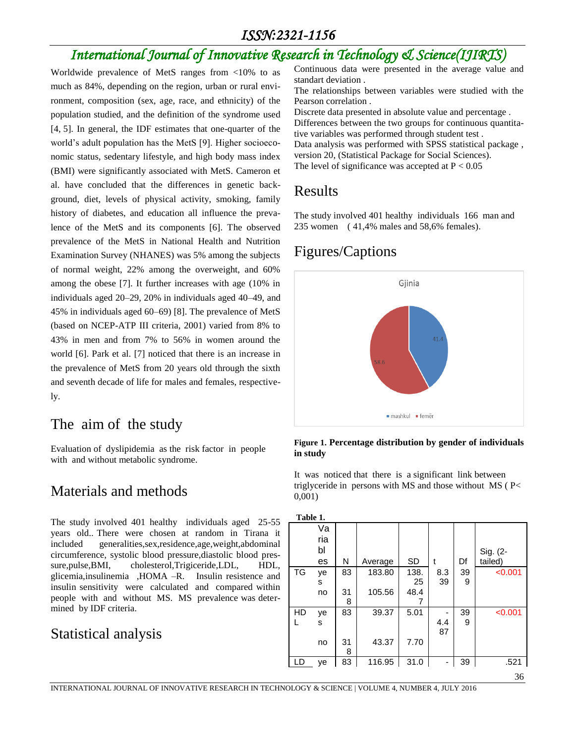Worldwide prevalence of MetS ranges from <10% to as much as 84%, depending on the region, urban or rural environment, composition (sex, age, race, and ethnicity) of the population studied, and the definition of the syndrome used [4, 5]. In general, the IDF estimates that one-quarter of the world's adult population has the MetS [9]. Higher socioeconomic status, sedentary lifestyle, and high body mass index (BMI) were significantly associated with MetS. Cameron et al. have concluded that the differences in genetic background, diet, levels of physical activity, smoking, family history of diabetes, and education all influence the prevalence of the MetS and its components [6]. The observed prevalence of the MetS in National Health and Nutrition Examination Survey (NHANES) was 5% among the subjects of normal weight, 22% among the overweight, and 60% among the obese [7]. It further increases with age (10% in individuals aged 20–29, 20% in individuals aged 40–49, and 45% in individuals aged 60–69) [8]. The prevalence of MetS (based on NCEP-ATP III criteria, 2001) varied from 8% to 43% in men and from 7% to 56% in women around the world [6]. Park et al. [7] noticed that there is an increase in the prevalence of MetS from 20 years old through the sixth and seventh decade of life for males and females, respectively.

## The aim of the study

Evaluation of dyslipidemia as the risk factor in people with and without metabolic syndrome.

## Materials and methods

The study involved 401 healthy individuals aged 25-55 years old.. There were chosen at random in Tirana it included generalities,sex,residence,age,weight,abdominal circumference, systolic blood pressure,diastolic blood pressure,pulse,BMI, cholesterol,Trigiceride,LDL, HDL, glicemia,insulinemia ,HOMA –R. Insulin resistence and insulin sensitivity were calculated and compared within people with and without MS. MS prevalence was determined by IDF criteria.

## Statistical analysis

Continuous data were presented in the average value and standart deviation .

The relationships between variables were studied with the Pearson correlation .

Discrete data presented in absolute value and percentage .

Differences between the two groups for continuous quantitative variables was performed through student test .

Data analysis was performed with SPSS statistical package , version 20, (Statistical Package for Social Sciences).

The level of significance was accepted at $P < 0.05$

## Results

The study involved 401 healthy individuals 166 man and 235 women ( 41,4% males and 58,6% females).

## Figures/Captions

**Figure 1. Percentage distribution by gender of individuals in study**

It was noticed that there is a significant link between triglyceride in persons with MS and those without MS ( P< 0,001)

**Table 1.**

| | Variables | N | Average | SD | t | Df | Sig. (2-tailed) |
|---|---|---|---|---|---|---|---|
| TG | yes | 83 | 183.80 | 138.25 | 8.339 | 399 | <0.001 |
| | no | 318 | 105.56 | 48.47 | | | |
| HDL | yes | 83 | 39.37 | 5.01 | -4.487 | 399 | <0.001 |
| | no | 318 | 43.37 | 7.70 | | | |
| LD | yes | 83 | 116.95 | 31.0 | - | 39 | .521 |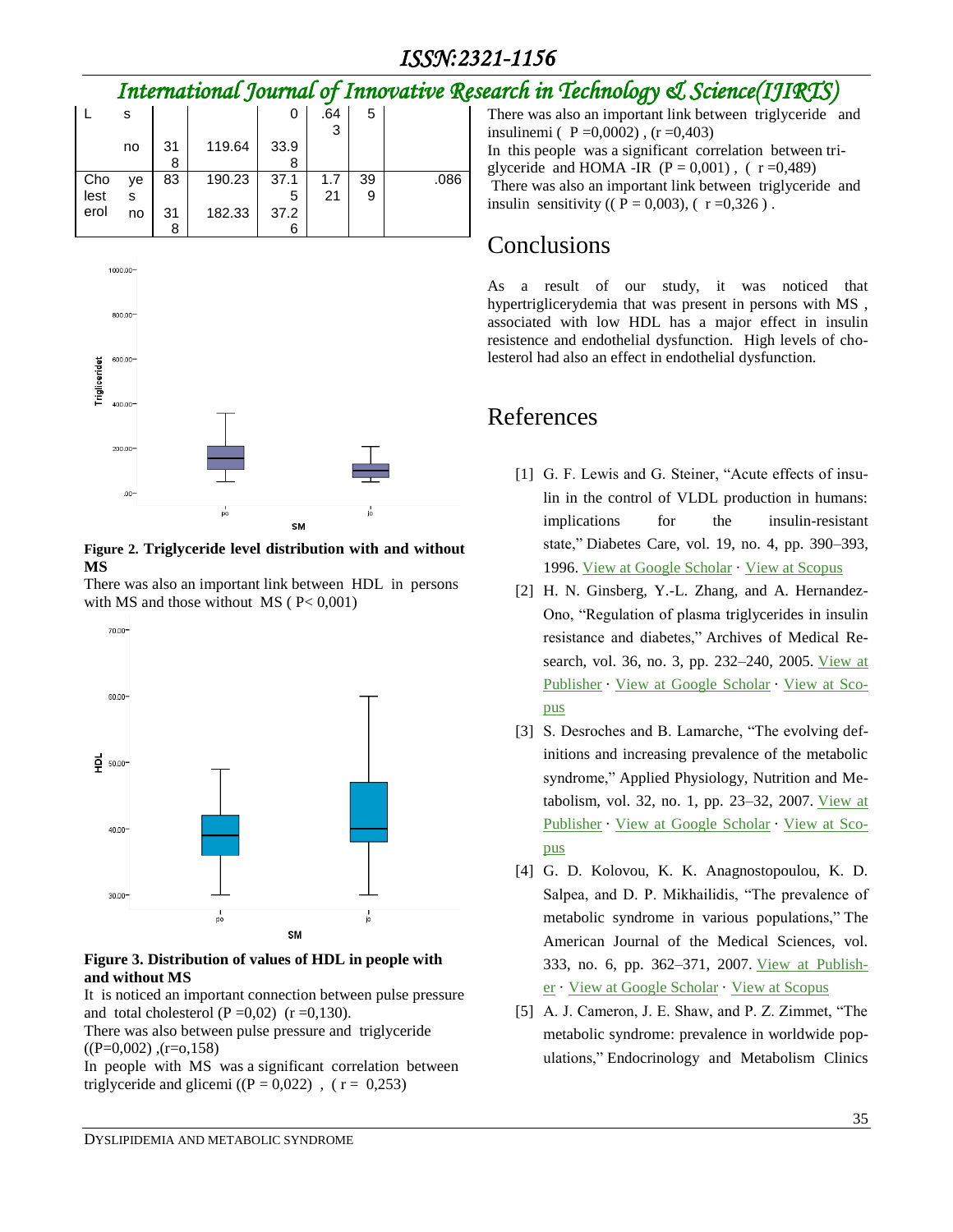| L | s |  |  | 0 | .643 | 5 |  |
|---|---|---|---|---|---|---|---|
|  | no | 318 | 119.64 | 33.98 |  |  |  |
| Cholesterol | yes | 83 | 190.23 | 37.15 | 1.721 | 399 | .086 |
|  | no | 318 | 182.33 | 37.26 |  |  |  |

**Figure 2. Triglyceride level distribution with and without MS**

There was also an important link between HDL in persons with MS and those without MS ( P< 0,001)

**Figure 3. Distribution of values of HDL in people with and without MS**

It is noticed an important connection between pulse pressure and total cholesterol (P =0,02) (r =0,130).

There was also between pulse pressure and triglyceride ((P=0,002) ,(r=o,158)

In people with MS was a significant correlation between triglyceride and glicemi ((P = 0,022) , ( r = 0,253)

There was also an important link between triglyceride and insulinemi ( P =0,0002) , (r =0,403)

In this people was a significant correlation between triglyceride and HOMA -IR (P = 0,001) , ( r =0,489)

There was also an important link between triglyceride and insulin sensitivity (( P = 0,003), ( r =0,326 ) .

## Conclusions

As a result of our study, it was noticed that hypertriglicerydemia that was present in persons with MS , associated with low HDL has a major effect in insulin resistence and endothelial dysfunction. High levels of cholesterol had also an effect in endothelial dysfunction.

## References

[1] G. F. Lewis and G. Steiner, "Acute effects of insulin in the control of VLDL production in humans: implications for the insulin-resistant state," Diabetes Care, vol. 19, no. 4, pp. 390–393, 1996. View at Google Scholar · View at Scopus

[2] H. N. Ginsberg, Y.-L. Zhang, and A. Hernandez-Ono, "Regulation of plasma triglycerides in insulin resistance and diabetes," Archives of Medical Research, vol. 36, no. 3, pp. 232–240, 2005. View at Publisher · View at Google Scholar · View at Scopus

[3] S. Desroches and B. Lamarche, "The evolving definitions and increasing prevalence of the metabolic syndrome," Applied Physiology, Nutrition and Metabolism, vol. 32, no. 1, pp. 23–32, 2007. View at Publisher · View at Google Scholar · View at Scopus

[4] G. D. Kolovou, K. K. Anagnostopoulou, K. D. Salpea, and D. P. Mikhailidis, "The prevalence of metabolic syndrome in various populations," The American Journal of the Medical Sciences, vol. 333, no. 6, pp. 362–371, 2007. View at Publisher · View at Google Scholar · View at Scopus

[5] A. J. Cameron, J. E. Shaw, and P. Z. Zimmet, "The metabolic syndrome: prevalence in worldwide populations," Endocrinology and Metabolism Clinics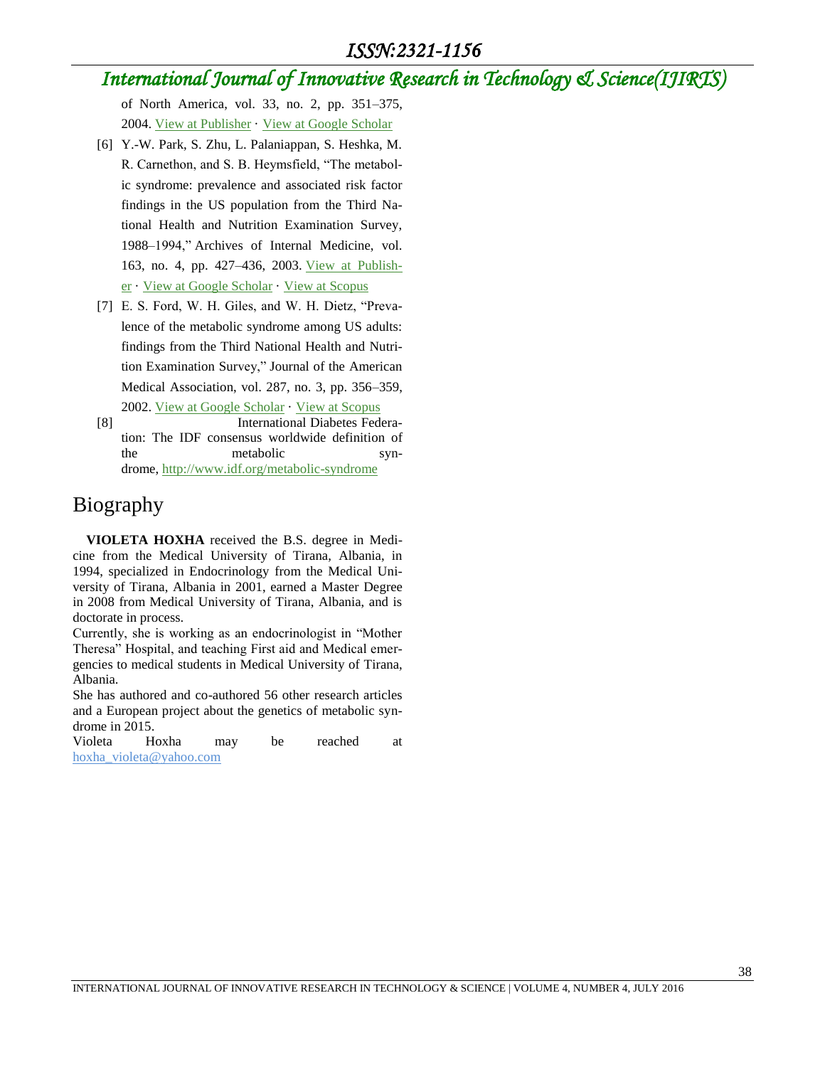of North America, vol. 33, no. 2, pp. 351–375, 2004. View at Publisher · View at Google Scholar

[6] Y.-W. Park, S. Zhu, L. Palaniappan, S. Heshka, M. R. Carnethon, and S. B. Heymsfield, "The metabolic syndrome: prevalence and associated risk factor findings in the US population from the Third National Health and Nutrition Examination Survey, 1988–1994," Archives of Internal Medicine, vol. 163, no. 4, pp. 427–436, 2003. View at Publisher · View at Google Scholar · View at Scopus

[7] E. S. Ford, W. H. Giles, and W. H. Dietz, "Prevalence of the metabolic syndrome among US adults: findings from the Third National Health and Nutrition Examination Survey," Journal of the American Medical Association, vol. 287, no. 3, pp. 356–359, 2002. View at Google Scholar · View at Scopus

[8] International Diabetes Federation: The IDF consensus worldwide definition of the metabolic syndrome, http://www.idf.org/metabolic-syndrome

# Biography

**VIOLETA HOXHA** received the B.S. degree in Medicine from the Medical University of Tirana, Albania, in 1994, specialized in Endocrinology from the Medical University of Tirana, Albania in 2001, earned a Master Degree in 2008 from Medical University of Tirana, Albania, and is doctorate in process.

Currently, she is working as an endocrinologist in "Mother Theresa" Hospital, and teaching First aid and Medical emergencies to medical students in Medical University of Tirana, Albania.

She has authored and co-authored 56 other research articles and a European project about the genetics of metabolic syndrome in 2015.

Violeta Hoxha may be reached at hoxha_violeta@yahoo.com